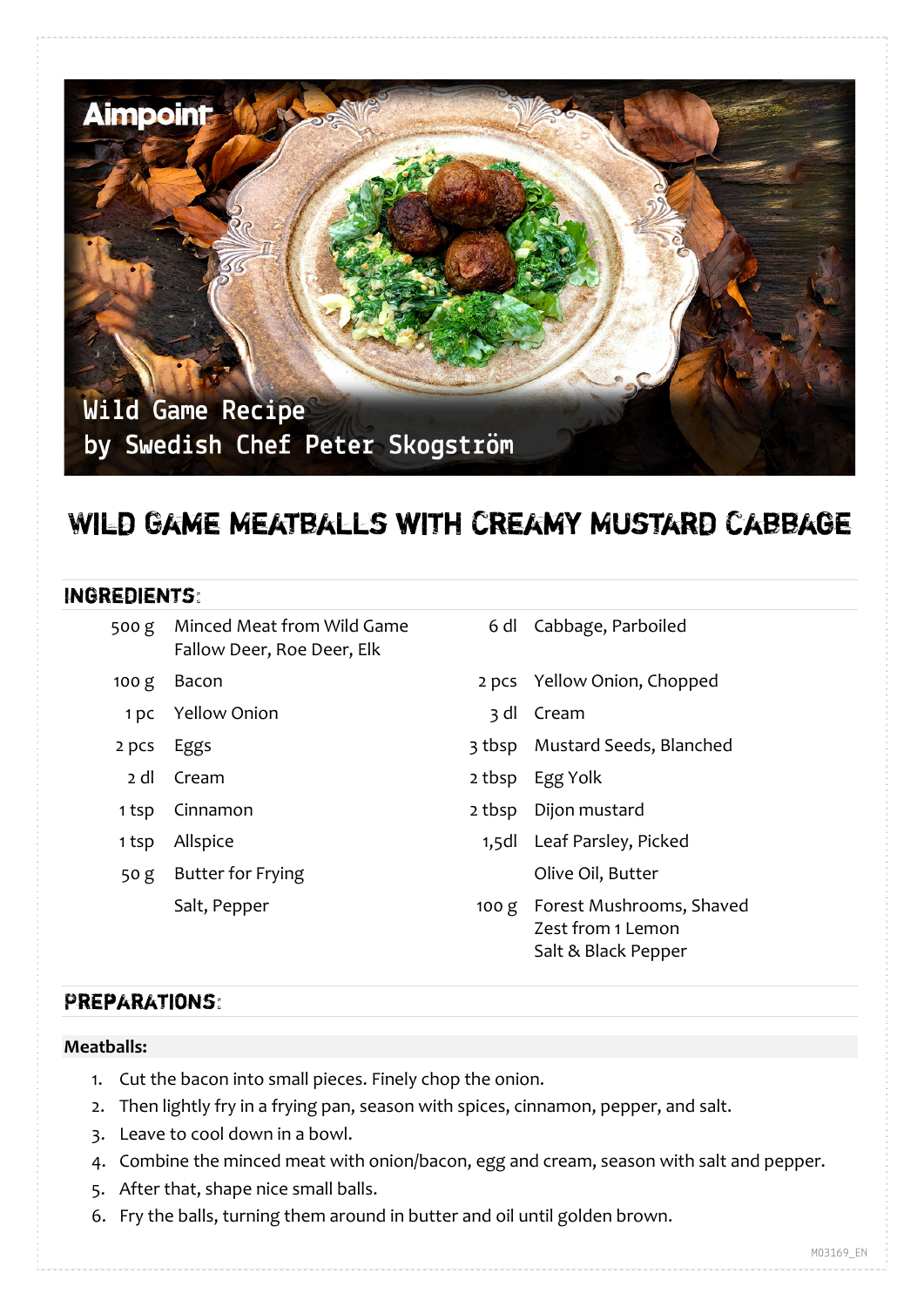Aimpoint

Wild Game Recipe
by Swedish Chef Peter Skogström

# WILD GAME MEATBALLS WITH CREAMY MUSTARD CABBAGE

## INGREDIENTS:

| | | | |
|---|---|---|---|
| 500 g | Minced Meat from Wild Game Fallow Deer, Roe Deer, Elk | 6 dl | Cabbage, Parboiled |
| 100 g | Bacon | 2 pcs | Yellow Onion, Chopped |
| 1 pc | Yellow Onion | 3 dl | Cream |
| 2 pcs | Eggs | 3 tbsp | Mustard Seeds, Blanched |
| 2 dl | Cream | 2 tbsp | Egg Yolk |
| 1 tsp | Cinnamon | 2 tbsp | Dijon mustard |
| 1 tsp | Allspice | 1,5dl | Leaf Parsley, Picked |
| 50 g | Butter for Frying | | Olive Oil, Butter |
| | Salt, Pepper | 100 g | Forest Mushrooms, Shaved<br>Zest from 1 Lemon<br>Salt & Black Pepper |

## PREPARATIONS:

**Meatballs:**

1. Cut the bacon into small pieces. Finely chop the onion.
2. Then lightly fry in a frying pan, season with spices, cinnamon, pepper, and salt.
3. Leave to cool down in a bowl.
4. Combine the minced meat with onion/bacon, egg and cream, season with salt and pepper.
5. After that, shape nice small balls.
6. Fry the balls, turning them around in butter and oil until golden brown.

M03169_EN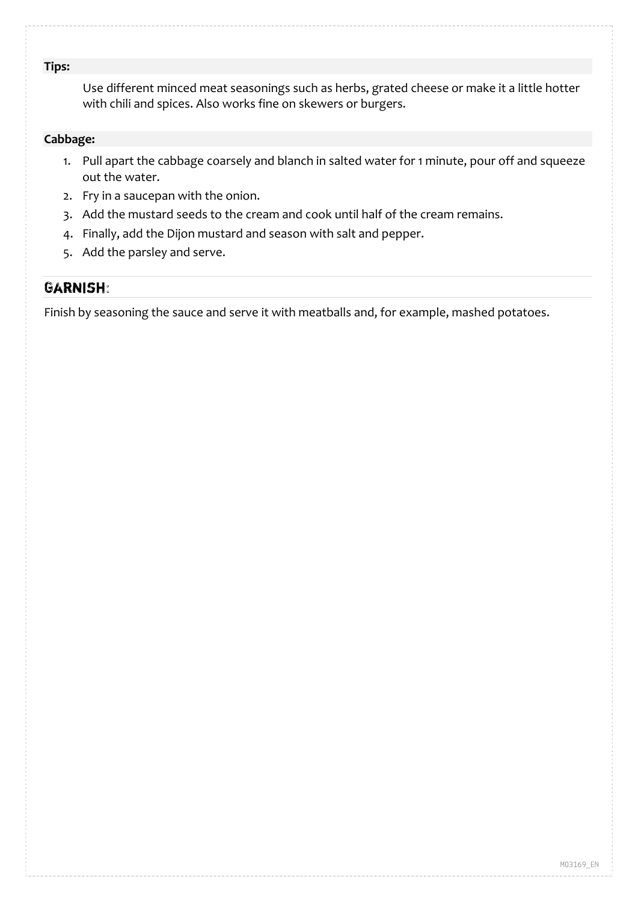**Tips:**

Use different minced meat seasonings such as herbs, grated cheese or make it a little hotter with chili and spices. Also works fine on skewers or burgers.

**Cabbage:**

1. Pull apart the cabbage coarsely and blanch in salted water for 1 minute, pour off and squeeze out the water.
2. Fry in a saucepan with the onion.
3. Add the mustard seeds to the cream and cook until half of the cream remains.
4. Finally, add the Dijon mustard and season with salt and pepper.
5. Add the parsley and serve.

## GARNISH:

Finish by seasoning the sauce and serve it with meatballs and, for example, mashed potatoes.